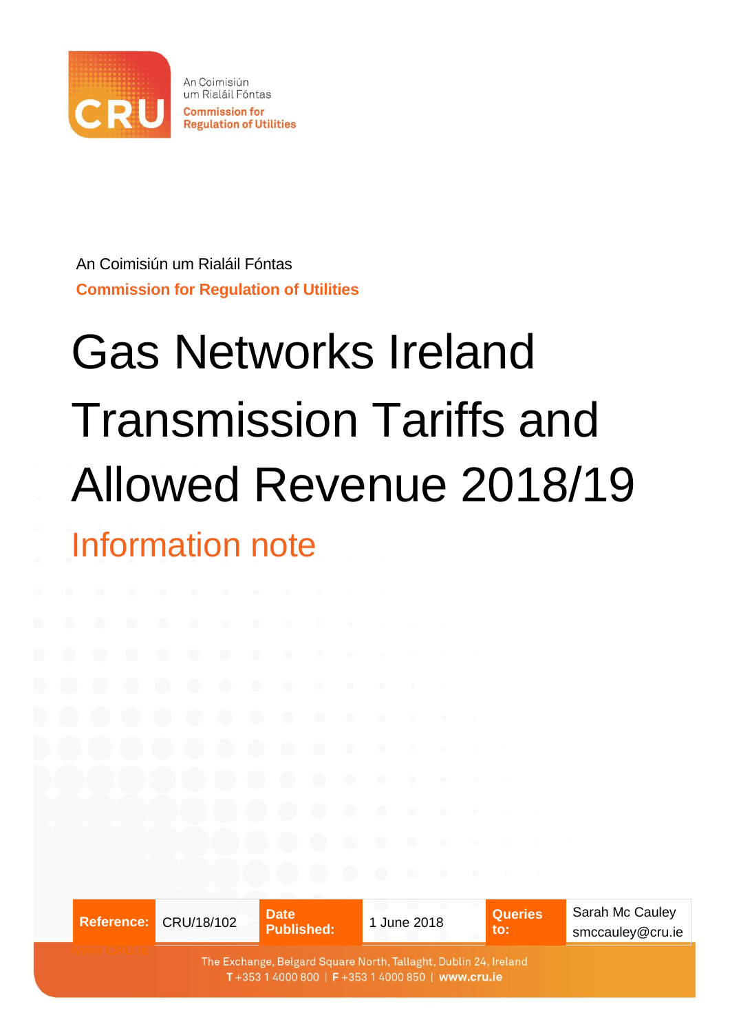An Coimisiún um Rialáil Fóntas

**Commission for Regulation of Utilities**

# Gas Networks Ireland Transmission Tariffs and Allowed Revenue 2018/19

## Information note

| **Reference:** | CRU/18/102 | **Date Published:** | 1 June 2018 | **Queries to:** | Sarah Mc Cauley smccauley@cru.ie |
|---|---|---|---|---|---|

The Exchange, Belgard Square North, Tallaght, Dublin 24, Ireland
T +353 1 4000 800 | F +353 1 4000 850 | www.cru.ie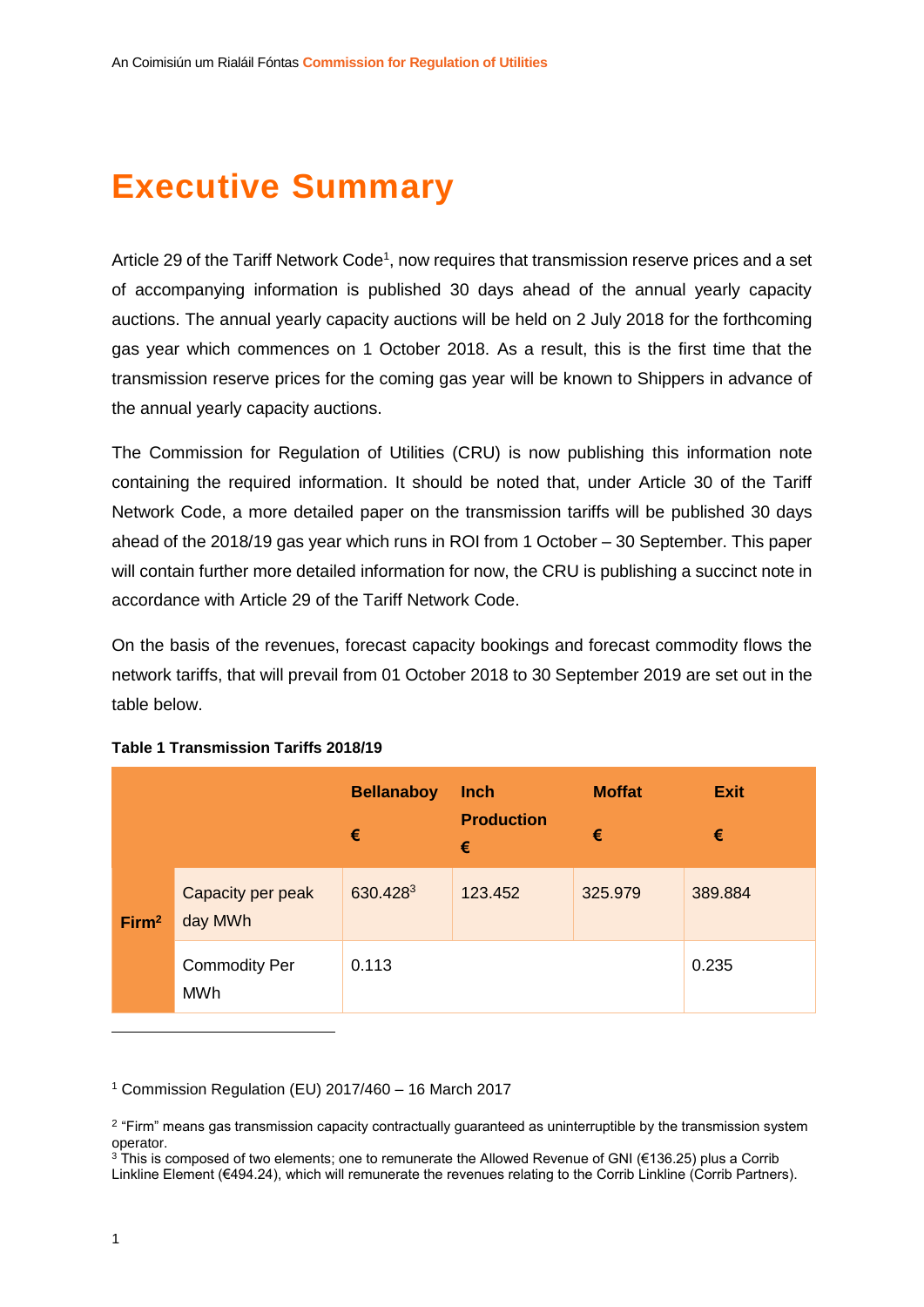# Executive Summary

Article 29 of the Tariff Network Code[1], now requires that transmission reserve prices and a set of accompanying information is published 30 days ahead of the annual yearly capacity auctions. The annual yearly capacity auctions will be held on 2 July 2018 for the forthcoming gas year which commences on 1 October 2018. As a result, this is the first time that the transmission reserve prices for the coming gas year will be known to Shippers in advance of the annual yearly capacity auctions.

The Commission for Regulation of Utilities (CRU) is now publishing this information note containing the required information. It should be noted that, under Article 30 of the Tariff Network Code, a more detailed paper on the transmission tariffs will be published 30 days ahead of the 2018/19 gas year which runs in ROI from 1 October – 30 September. This paper will contain further more detailed information for now, the CRU is publishing a succinct note in accordance with Article 29 of the Tariff Network Code.

On the basis of the revenues, forecast capacity bookings and forecast commodity flows the network tariffs, that will prevail from 01 October 2018 to 30 September 2019 are set out in the table below.

**Table 1 Transmission Tariffs 2018/19**

| | | Bellanaboy € | Inch Production € | Moffat € | Exit € |
|---|---|---|---|---|---|
| Firm[2] | Capacity per peak day MWh | 630.428[3] | 123.452 | 325.979 | 389.884 |
| | Commodity Per MWh | 0.113 | | | 0.235 |

[1] Commission Regulation (EU) 2017/460 – 16 March 2017

[2] "Firm" means gas transmission capacity contractually guaranteed as uninterruptible by the transmission system operator.

[3] This is composed of two elements; one to remunerate the Allowed Revenue of GNI (€136.25) plus a Corrib Linkline Element (€494.24), which will remunerate the revenues relating to the Corrib Linkline (Corrib Partners).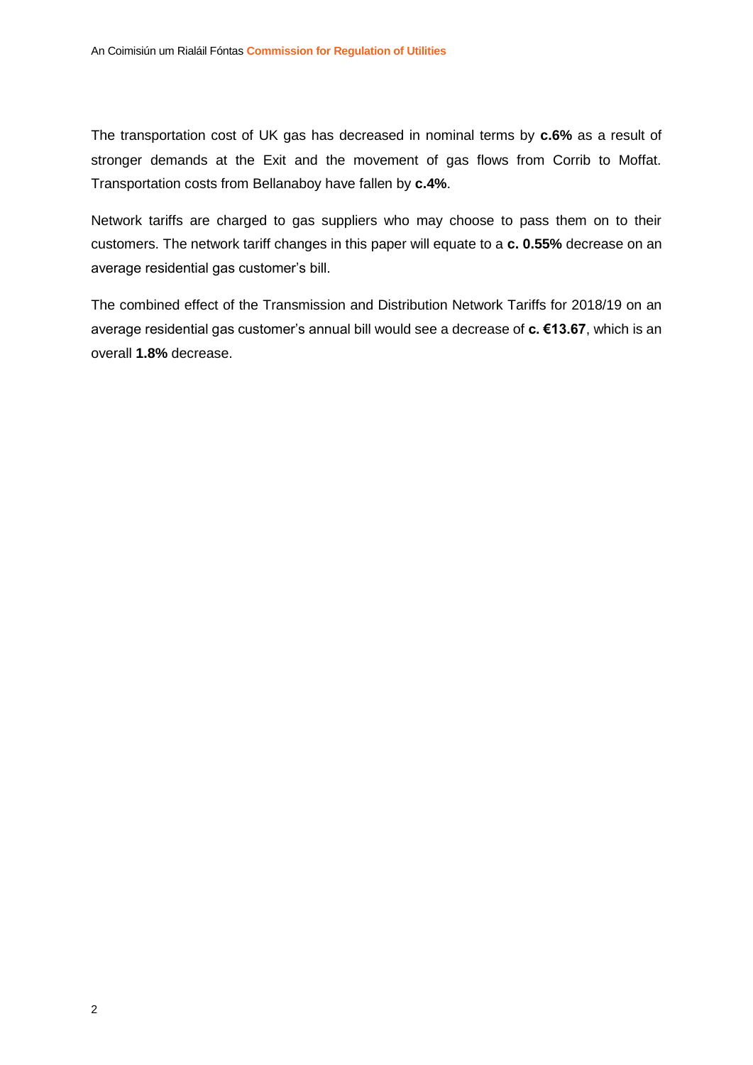The transportation cost of UK gas has decreased in nominal terms by **c.6%** as a result of stronger demands at the Exit and the movement of gas flows from Corrib to Moffat. Transportation costs from Bellanaboy have fallen by **c.4%**.

Network tariffs are charged to gas suppliers who may choose to pass them on to their customers. The network tariff changes in this paper will equate to a **c. 0.55%** decrease on an average residential gas customer's bill.

The combined effect of the Transmission and Distribution Network Tariffs for 2018/19 on an average residential gas customer's annual bill would see a decrease of **c. €13.67**, which is an overall **1.8%** decrease.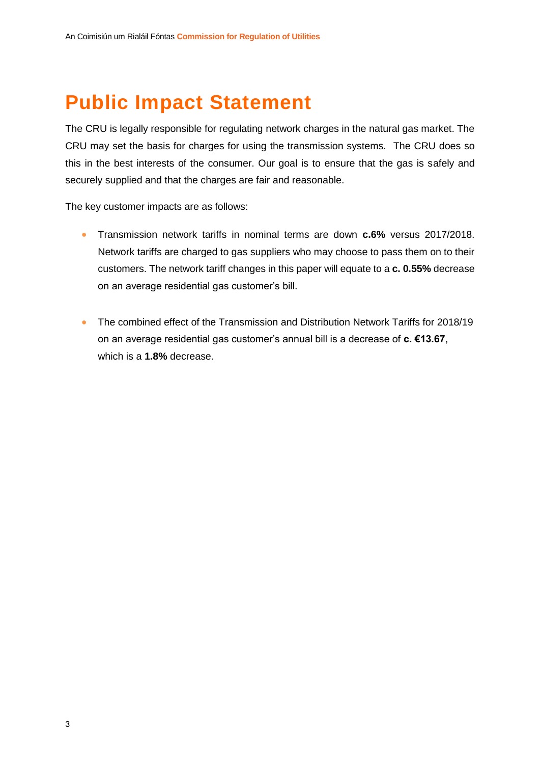# Public Impact Statement

The CRU is legally responsible for regulating network charges in the natural gas market. The CRU may set the basis for charges for using the transmission systems. The CRU does so this in the best interests of the consumer. Our goal is to ensure that the gas is safely and securely supplied and that the charges are fair and reasonable.

The key customer impacts are as follows:

- Transmission network tariffs in nominal terms are down **c.6%** versus 2017/2018. Network tariffs are charged to gas suppliers who may choose to pass them on to their customers. The network tariff changes in this paper will equate to a **c. 0.55%** decrease on an average residential gas customer's bill.

- The combined effect of the Transmission and Distribution Network Tariffs for 2018/19 on an average residential gas customer's annual bill is a decrease of **c. €13.67**, which is a **1.8%** decrease.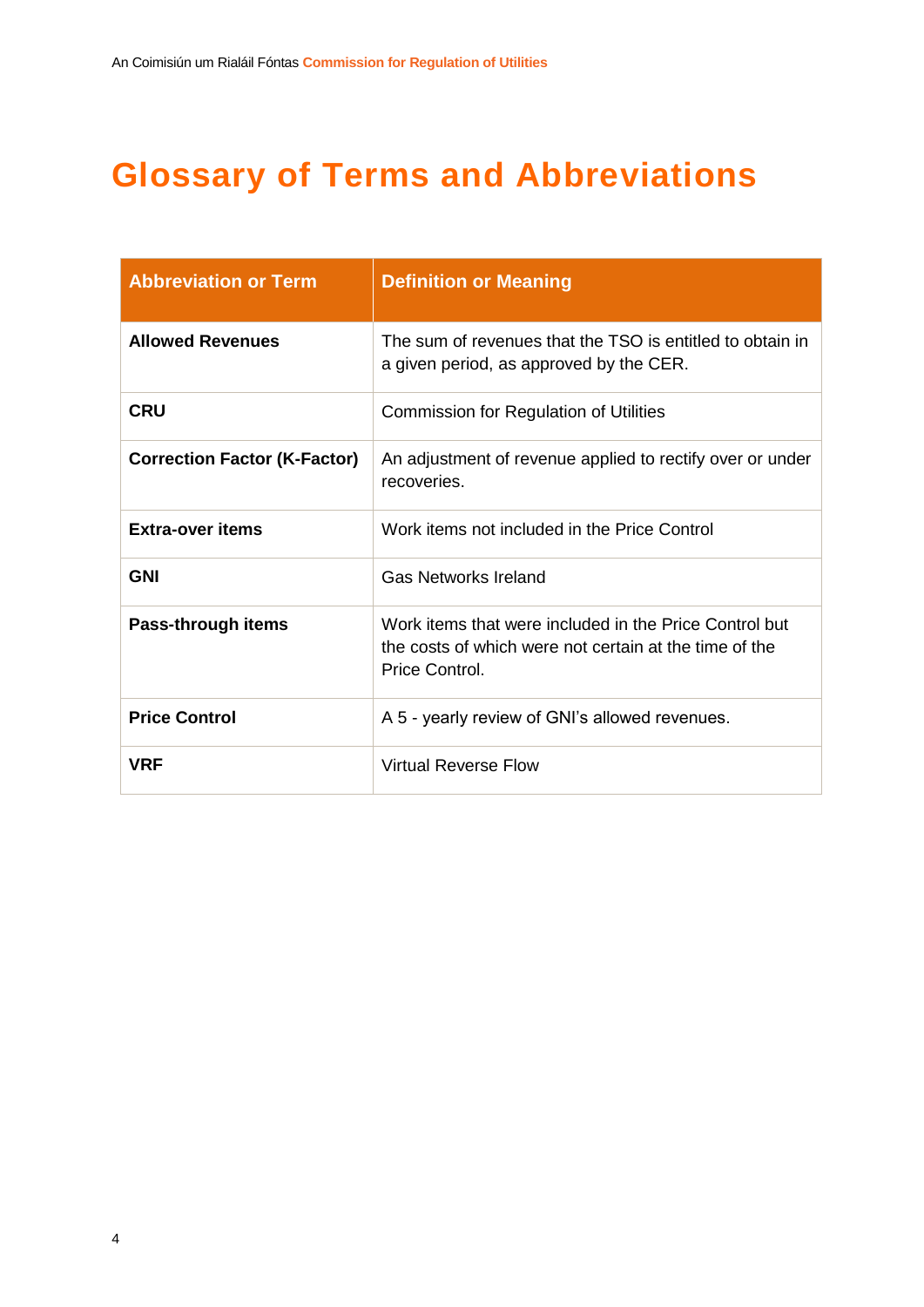# Glossary of Terms and Abbreviations

| Abbreviation or Term | Definition or Meaning |
| --- | --- |
| **Allowed Revenues** | The sum of revenues that the TSO is entitled to obtain in a given period, as approved by the CER. |
| **CRU** | Commission for Regulation of Utilities |
| **Correction Factor (K-Factor)** | An adjustment of revenue applied to rectify over or under recoveries. |
| **Extra-over items** | Work items not included in the Price Control |
| **GNI** | Gas Networks Ireland |
| **Pass-through items** | Work items that were included in the Price Control but the costs of which were not certain at the time of the Price Control. |
| **Price Control** | A 5 - yearly review of GNI's allowed revenues. |
| **VRF** | Virtual Reverse Flow |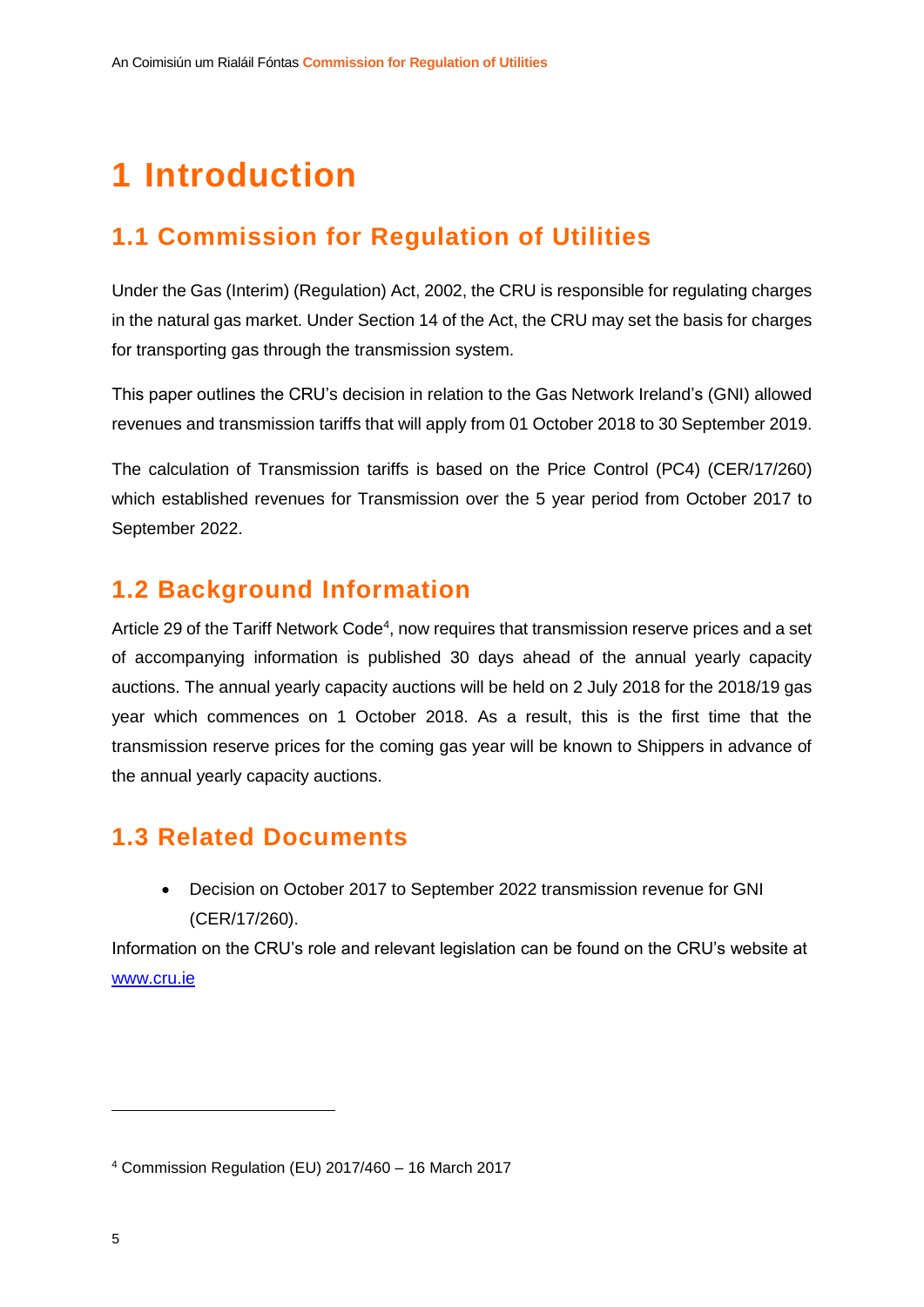# 1 Introduction

## 1.1 Commission for Regulation of Utilities

Under the Gas (Interim) (Regulation) Act, 2002, the CRU is responsible for regulating charges in the natural gas market. Under Section 14 of the Act, the CRU may set the basis for charges for transporting gas through the transmission system.

This paper outlines the CRU's decision in relation to the Gas Network Ireland's (GNI) allowed revenues and transmission tariffs that will apply from 01 October 2018 to 30 September 2019.

The calculation of Transmission tariffs is based on the Price Control (PC4) (CER/17/260) which established revenues for Transmission over the 5 year period from October 2017 to September 2022.

## 1.2 Background Information

Article 29 of the Tariff Network Code[4], now requires that transmission reserve prices and a set of accompanying information is published 30 days ahead of the annual yearly capacity auctions. The annual yearly capacity auctions will be held on 2 July 2018 for the 2018/19 gas year which commences on 1 October 2018. As a result, this is the first time that the transmission reserve prices for the coming gas year will be known to Shippers in advance of the annual yearly capacity auctions.

## 1.3 Related Documents

- Decision on October 2017 to September 2022 transmission revenue for GNI (CER/17/260).

Information on the CRU's role and relevant legislation can be found on the CRU's website at www.cru.ie

[4] Commission Regulation (EU) 2017/460 – 16 March 2017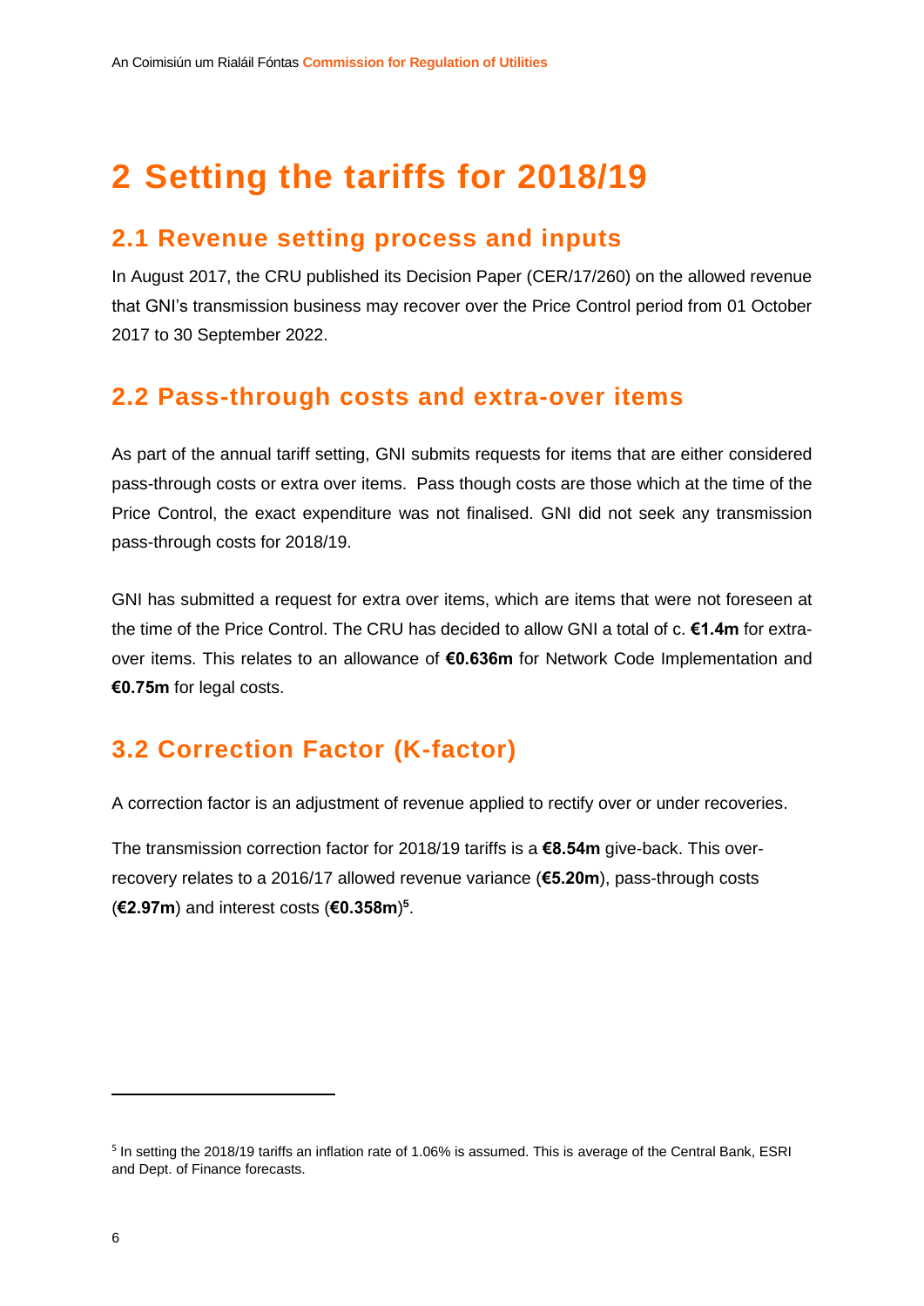# 2 Setting the tariffs for 2018/19

## 2.1 Revenue setting process and inputs

In August 2017, the CRU published its Decision Paper (CER/17/260) on the allowed revenue that GNI's transmission business may recover over the Price Control period from 01 October 2017 to 30 September 2022.

## 2.2 Pass-through costs and extra-over items

As part of the annual tariff setting, GNI submits requests for items that are either considered pass-through costs or extra over items. Pass though costs are those which at the time of the Price Control, the exact expenditure was not finalised. GNI did not seek any transmission pass-through costs for 2018/19.

GNI has submitted a request for extra over items, which are items that were not foreseen at the time of the Price Control. The CRU has decided to allow GNI a total of c. **€1.4m** for extra-over items. This relates to an allowance of **€0.636m** for Network Code Implementation and **€0.75m** for legal costs.

## 3.2 Correction Factor (K-factor)

A correction factor is an adjustment of revenue applied to rectify over or under recoveries.

The transmission correction factor for 2018/19 tariffs is a **€8.54m** give-back. This over-recovery relates to a 2016/17 allowed revenue variance (**€5.20m**), pass-through costs (**€2.97m**) and interest costs (**€0.358m**)[5].

---

[5] In setting the 2018/19 tariffs an inflation rate of 1.06% is assumed. This is average of the Central Bank, ESRI and Dept. of Finance forecasts.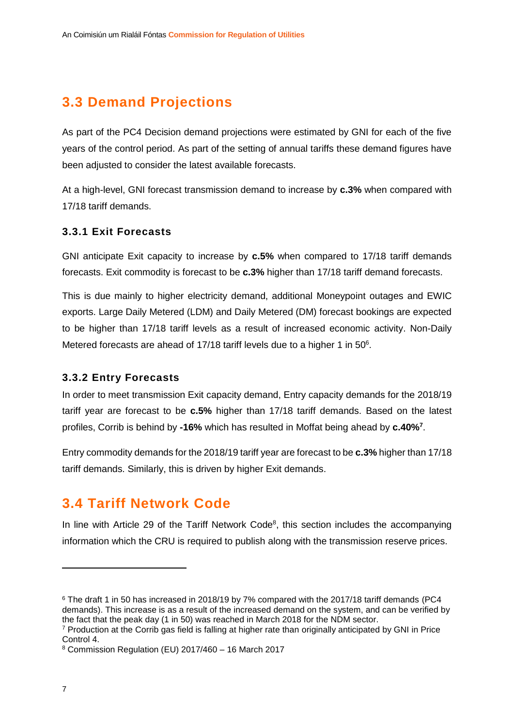## 3.3 Demand Projections

As part of the PC4 Decision demand projections were estimated by GNI for each of the five years of the control period. As part of the setting of annual tariffs these demand figures have been adjusted to consider the latest available forecasts.

At a high-level, GNI forecast transmission demand to increase by **c.3%** when compared with 17/18 tariff demands.

### 3.3.1 Exit Forecasts

GNI anticipate Exit capacity to increase by **c.5%** when compared to 17/18 tariff demands forecasts. Exit commodity is forecast to be **c.3%** higher than 17/18 tariff demand forecasts.

This is due mainly to higher electricity demand, additional Moneypoint outages and EWIC exports. Large Daily Metered (LDM) and Daily Metered (DM) forecast bookings are expected to be higher than 17/18 tariff levels as a result of increased economic activity. Non-Daily Metered forecasts are ahead of 17/18 tariff levels due to a higher 1 in 50[6].

### 3.3.2 Entry Forecasts

In order to meet transmission Exit capacity demand, Entry capacity demands for the 2018/19 tariff year are forecast to be **c.5%** higher than 17/18 tariff demands. Based on the latest profiles, Corrib is behind by **-16%** which has resulted in Moffat being ahead by **c.40%**[7].

Entry commodity demands for the 2018/19 tariff year are forecast to be **c.3%** higher than 17/18 tariff demands. Similarly, this is driven by higher Exit demands.

## 3.4 Tariff Network Code

In line with Article 29 of the Tariff Network Code[8], this section includes the accompanying information which the CRU is required to publish along with the transmission reserve prices.

---

[6] The draft 1 in 50 has increased in 2018/19 by 7% compared with the 2017/18 tariff demands (PC4 demands). This increase is as a result of the increased demand on the system, and can be verified by the fact that the peak day (1 in 50) was reached in March 2018 for the NDM sector.

[7] Production at the Corrib gas field is falling at higher rate than originally anticipated by GNI in Price Control 4.

[8] Commission Regulation (EU) 2017/460 – 16 March 2017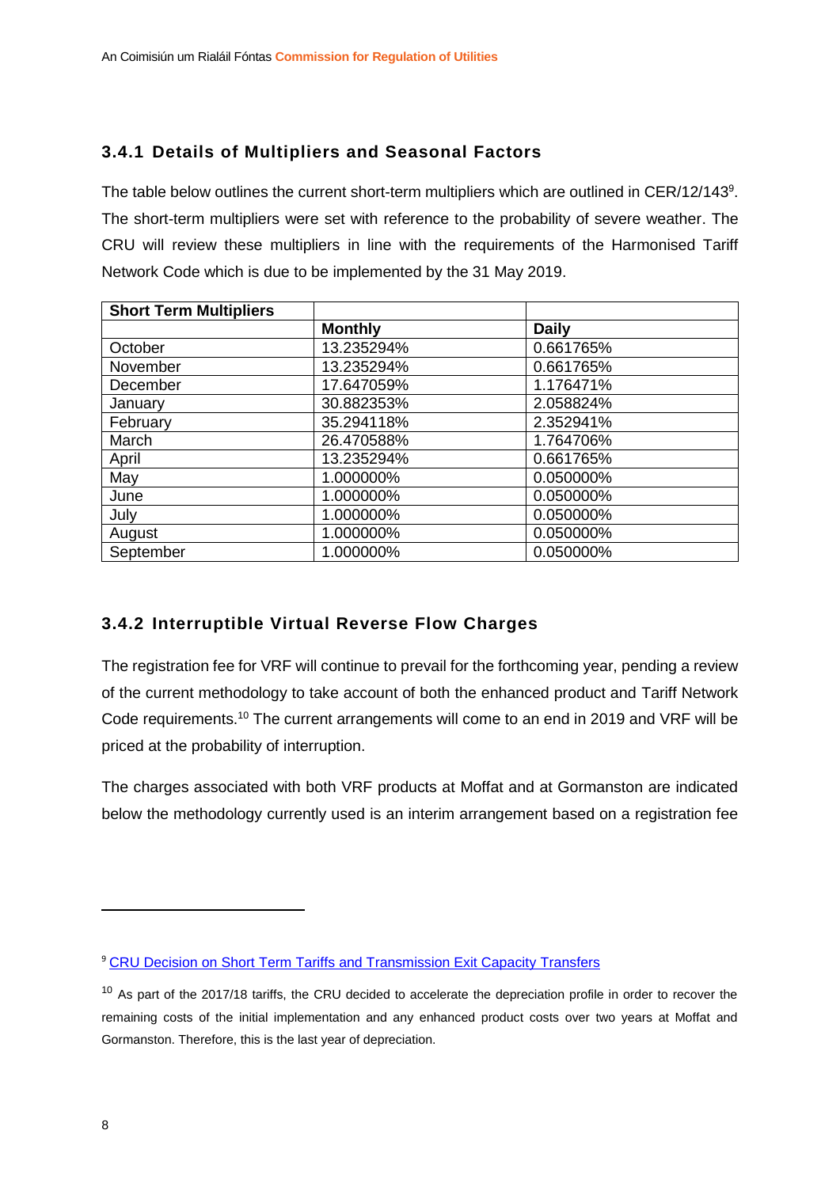### 3.4.1 Details of Multipliers and Seasonal Factors

The table below outlines the current short-term multipliers which are outlined in CER/12/143[9]. The short-term multipliers were set with reference to the probability of severe weather. The CRU will review these multipliers in line with the requirements of the Harmonised Tariff Network Code which is due to be implemented by the 31 May 2019.

| **Short Term Multipliers** | | |
|---|---|---|
| | **Monthly** | **Daily** |
| October | 13.235294% | 0.661765% |
| November | 13.235294% | 0.661765% |
| December | 17.647059% | 1.176471% |
| January | 30.882353% | 2.058824% |
| February | 35.294118% | 2.352941% |
| March | 26.470588% | 1.764706% |
| April | 13.235294% | 0.661765% |
| May | 1.000000% | 0.050000% |
| June | 1.000000% | 0.050000% |
| July | 1.000000% | 0.050000% |
| August | 1.000000% | 0.050000% |
| September | 1.000000% | 0.050000% |

### 3.4.2 Interruptible Virtual Reverse Flow Charges

The registration fee for VRF will continue to prevail for the forthcoming year, pending a review of the current methodology to take account of both the enhanced product and Tariff Network Code requirements.[10] The current arrangements will come to an end in 2019 and VRF will be priced at the probability of interruption.

The charges associated with both VRF products at Moffat and at Gormanston are indicated below the methodology currently used is an interim arrangement based on a registration fee

[9] CRU Decision on Short Term Tariffs and Transmission Exit Capacity Transfers

[10] As part of the 2017/18 tariffs, the CRU decided to accelerate the depreciation profile in order to recover the remaining costs of the initial implementation and any enhanced product costs over two years at Moffat and Gormanston. Therefore, this is the last year of depreciation.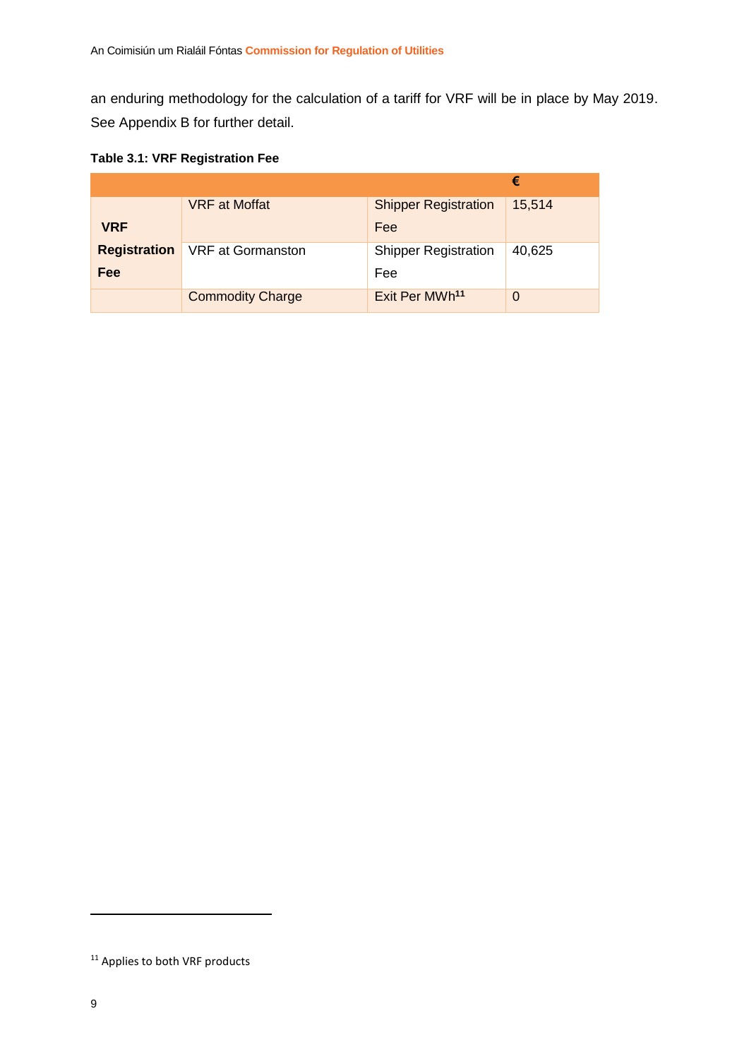an enduring methodology for the calculation of a tariff for VRF will be in place by May 2019. See Appendix B for further detail.

**Table 3.1: VRF Registration Fee**

| | | | € |
|---|---|---|---|
| **VRF Registration Fee** | VRF at Moffat | Shipper Registration Fee | 15,514 |
| | VRF at Gormanston | Shipper Registration Fee | 40,625 |
| | Commodity Charge | Exit Per MWh[11] | 0 |

[11] Applies to both VRF products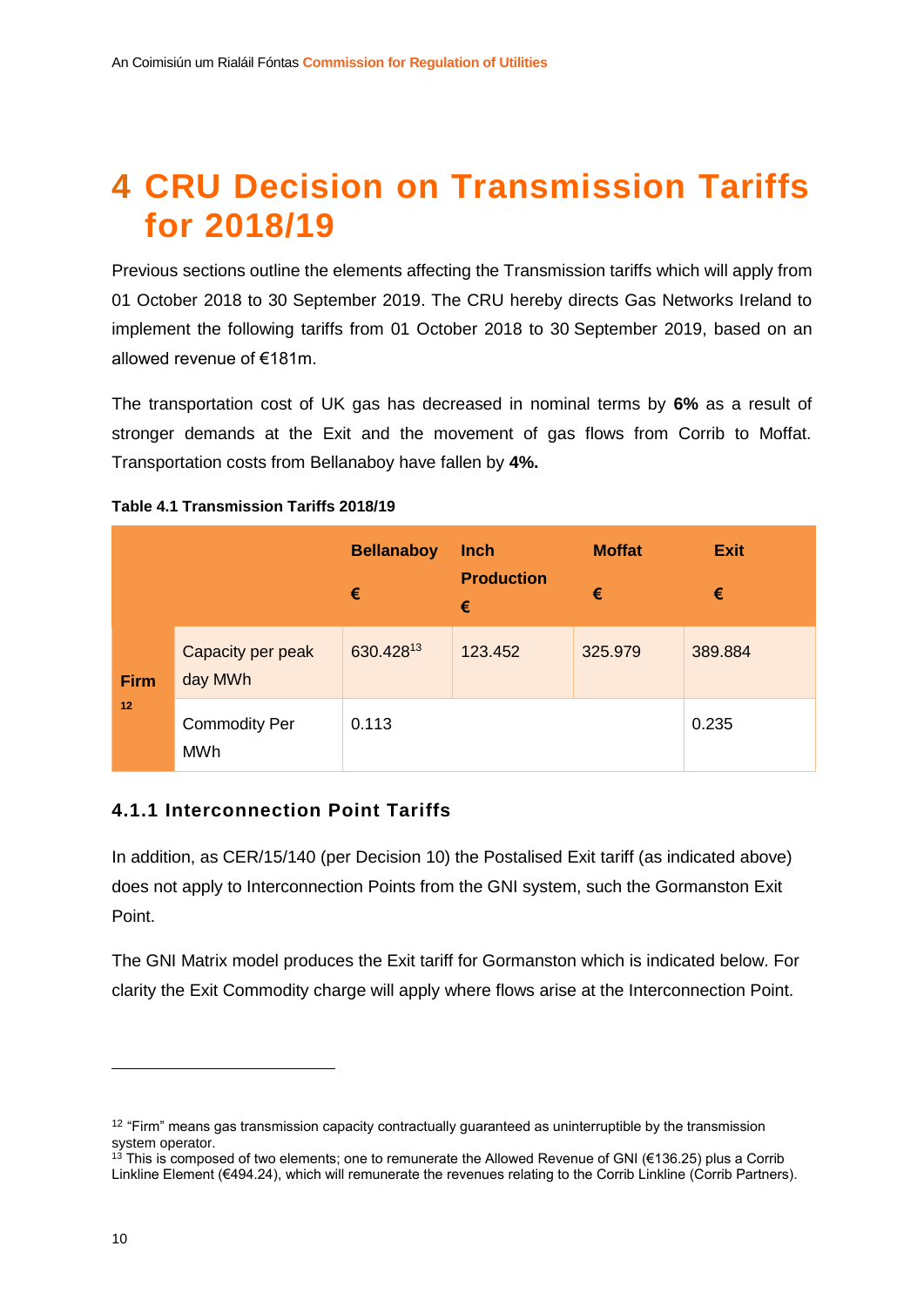# 4 CRU Decision on Transmission Tariffs for 2018/19

Previous sections outline the elements affecting the Transmission tariffs which will apply from 01 October 2018 to 30 September 2019. The CRU hereby directs Gas Networks Ireland to implement the following tariffs from 01 October 2018 to 30 September 2019, based on an allowed revenue of €181m.

The transportation cost of UK gas has decreased in nominal terms by **6%** as a result of stronger demands at the Exit and the movement of gas flows from Corrib to Moffat. Transportation costs from Bellanaboy have fallen by **4%.**

**Table 4.1 Transmission Tariffs 2018/19**

| | | Bellanaboy € | Inch Production € | Moffat € | Exit € |
|---|---|---|---|---|---|
| **Firm** [12] | Capacity per peak day MWh | 630.428[13] | 123.452 | 325.979 | 389.884 |
| | Commodity Per MWh | 0.113 | | | 0.235 |

### 4.1.1 Interconnection Point Tariffs

In addition, as CER/15/140 (per Decision 10) the Postalised Exit tariff (as indicated above) does not apply to Interconnection Points from the GNI system, such the Gormanston Exit Point.

The GNI Matrix model produces the Exit tariff for Gormanston which is indicated below. For clarity the Exit Commodity charge will apply where flows arise at the Interconnection Point.

---

[12] "Firm" means gas transmission capacity contractually guaranteed as uninterruptible by the transmission system operator.

[13] This is composed of two elements; one to remunerate the Allowed Revenue of GNI (€136.25) plus a Corrib Linkline Element (€494.24), which will remunerate the revenues relating to the Corrib Linkline (Corrib Partners).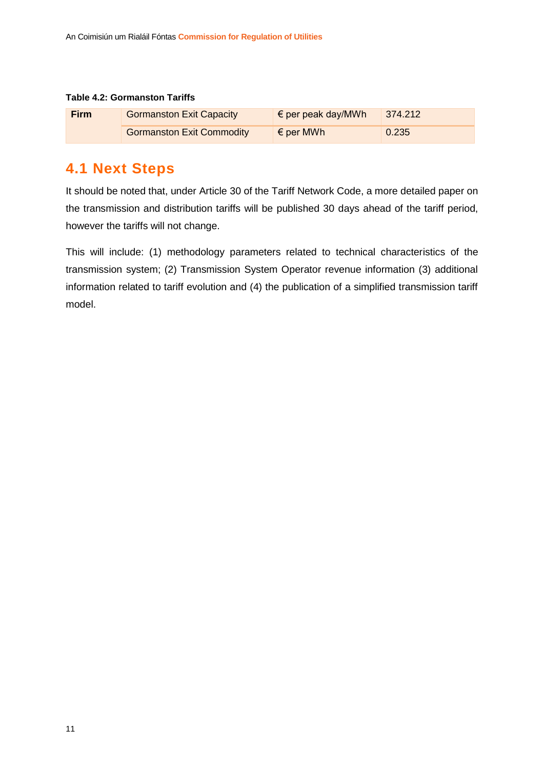**Table 4.2: Gormanston Tariffs**

| | | | |
|---|---|---|---|
| **Firm** | Gormanston Exit Capacity | € per peak day/MWh | 374.212 |
| | Gormanston Exit Commodity | € per MWh | 0.235 |

## 4.1 Next Steps

It should be noted that, under Article 30 of the Tariff Network Code, a more detailed paper on the transmission and distribution tariffs will be published 30 days ahead of the tariff period, however the tariffs will not change.

This will include: (1) methodology parameters related to technical characteristics of the transmission system; (2) Transmission System Operator revenue information (3) additional information related to tariff evolution and (4) the publication of a simplified transmission tariff model.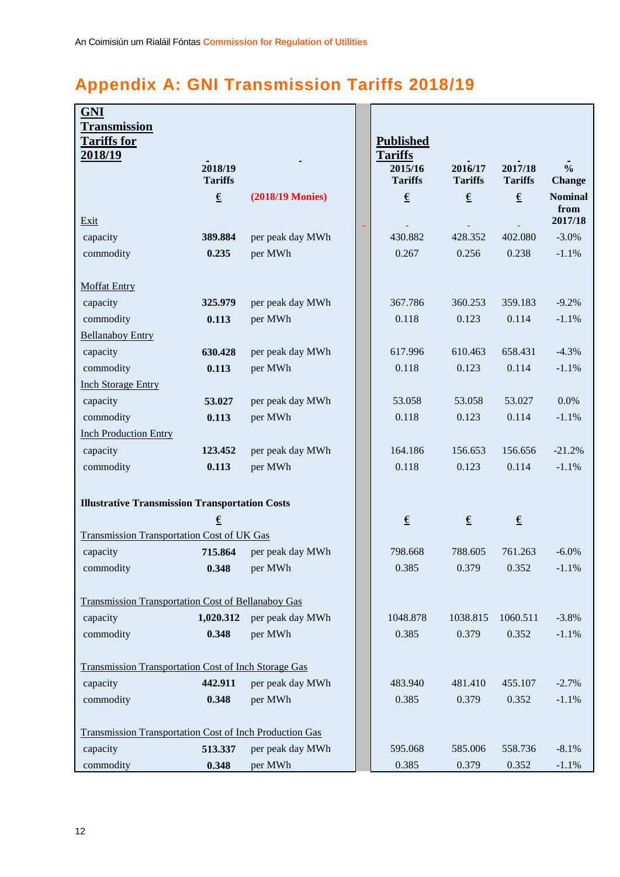# Appendix A: GNI Transmission Tariffs 2018/19

| GNI Transmission Tariffs for 2018/19 | 2018/19 Tariffs | | Published Tariffs 2015/16 Tariffs | 2016/17 Tariffs | 2017/18 Tariffs | % Change |
|---|---|---|---|---|---|---|
| | € | (2018/19 Monies) | € | € | € | Nominal from 2017/18 |
| Exit | | | | | | |
| capacity | **389.884** | per peak day MWh | 430.882 | 428.352 | 402.080 | -3.0% |
| commodity | **0.235** | per MWh | 0.267 | 0.256 | 0.238 | -1.1% |
| Moffat Entry | | | | | | |
| capacity | **325.979** | per peak day MWh | 367.786 | 360.253 | 359.183 | -9.2% |
| commodity | **0.113** | per MWh | 0.118 | 0.123 | 0.114 | -1.1% |
| Bellanaboy Entry | | | | | | |
| capacity | **630.428** | per peak day MWh | 617.996 | 610.463 | 658.431 | -4.3% |
| commodity | **0.113** | per MWh | 0.118 | 0.123 | 0.114 | -1.1% |
| Inch Storage Entry | | | | | | |
| capacity | **53.027** | per peak day MWh | 53.058 | 53.058 | 53.027 | 0.0% |
| commodity | **0.113** | per MWh | 0.118 | 0.123 | 0.114 | -1.1% |
| Inch Production Entry | | | | | | |
| capacity | **123.452** | per peak day MWh | 164.186 | 156.653 | 156.656 | -21.2% |
| commodity | **0.113** | per MWh | 0.118 | 0.123 | 0.114 | -1.1% |
| **Illustrative Transmission Transportation Costs** | | | | | | |
| | € | | € | € | € | |
| Transmission Transportation Cost of UK Gas | | | | | | |
| capacity | **715.864** | per peak day MWh | 798.668 | 788.605 | 761.263 | -6.0% |
| commodity | **0.348** | per MWh | 0.385 | 0.379 | 0.352 | -1.1% |
| Transmission Transportation Cost of Bellanaboy Gas | | | | | | |
| capacity | **1,020.312** | per peak day MWh | 1048.878 | 1038.815 | 1060.511 | -3.8% |
| commodity | **0.348** | per MWh | 0.385 | 0.379 | 0.352 | -1.1% |
| Transmission Transportation Cost of Inch Storage Gas | | | | | | |
| capacity | **442.911** | per peak day MWh | 483.940 | 481.410 | 455.107 | -2.7% |
| commodity | **0.348** | per MWh | 0.385 | 0.379 | 0.352 | -1.1% |
| Transmission Transportation Cost of Inch Production Gas | | | | | | |
| capacity | **513.337** | per peak day MWh | 595.068 | 585.006 | 558.736 | -8.1% |
| commodity | **0.348** | per MWh | 0.385 | 0.379 | 0.352 | -1.1% |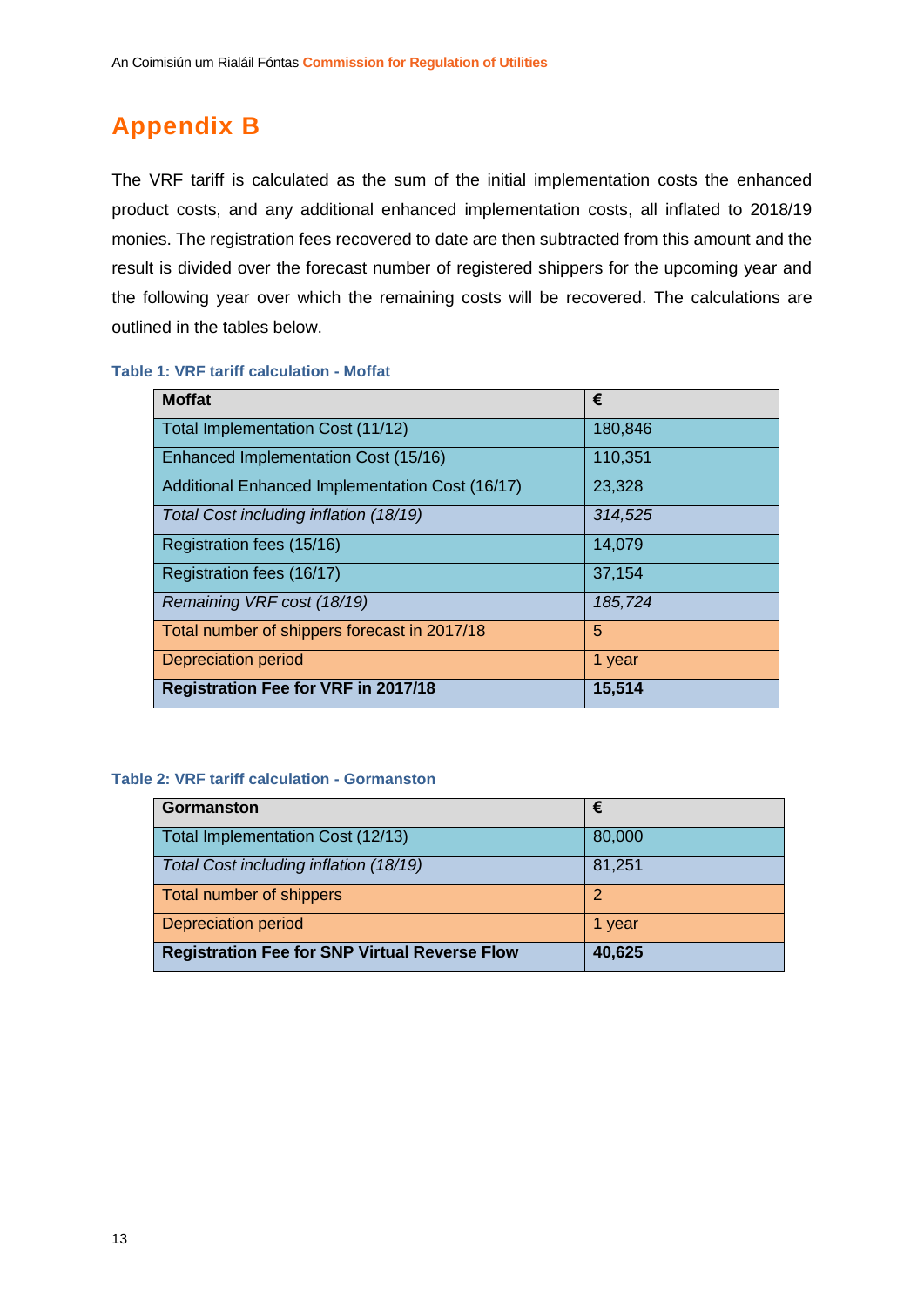# Appendix B

The VRF tariff is calculated as the sum of the initial implementation costs the enhanced product costs, and any additional enhanced implementation costs, all inflated to 2018/19 monies. The registration fees recovered to date are then subtracted from this amount and the result is divided over the forecast number of registered shippers for the upcoming year and the following year over which the remaining costs will be recovered. The calculations are outlined in the tables below.

**Table 1: VRF tariff calculation - Moffat**

| **Moffat** | **€** |
|---|---|
| Total Implementation Cost (11/12) | 180,846 |
| Enhanced Implementation Cost (15/16) | 110,351 |
| Additional Enhanced Implementation Cost (16/17) | 23,328 |
| *Total Cost including inflation (18/19)* | *314,525* |
| Registration fees (15/16) | 14,079 |
| Registration fees (16/17) | 37,154 |
| *Remaining VRF cost (18/19)* | *185,724* |
| Total number of shippers forecast in 2017/18 | 5 |
| Depreciation period | 1 year |
| **Registration Fee for VRF in 2017/18** | **15,514** |

**Table 2: VRF tariff calculation - Gormanston**

| **Gormanston** | **€** |
|---|---|
| Total Implementation Cost (12/13) | 80,000 |
| *Total Cost including inflation (18/19)* | 81,251 |
| Total number of shippers | 2 |
| Depreciation period | 1 year |
| **Registration Fee for SNP Virtual Reverse Flow** | **40,625** |